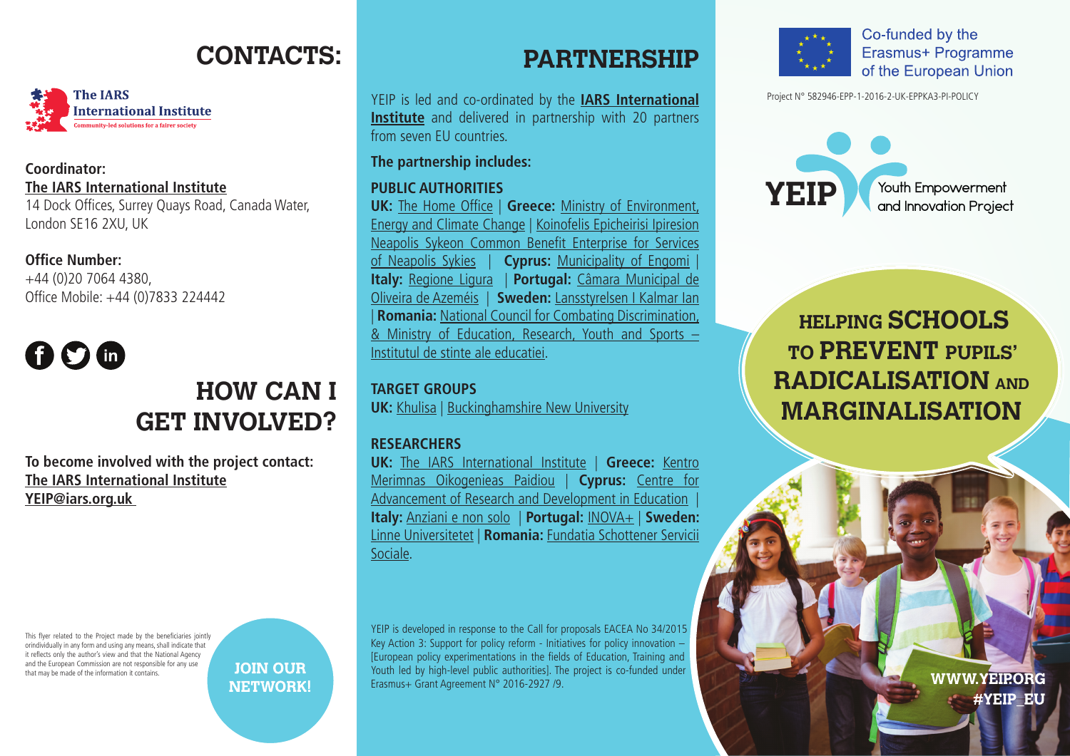# CONTACTS:

**The IARS International Institute**
Community-led solutions for a fairer society

**Coordinator:**
**The IARS International Institute**
14 Dock Offices, Surrey Quays Road, Canada Water, London SE16 2XU, UK

**Office Number:**
+44 (0)20 7064 4380,
Office Mobile: +44 (0)7833 224442

# HOW CAN I GET INVOLVED?

**To become involved with the project contact:**
**The IARS International Institute**
**YEIP@iars.org.uk**

This flyer related to the Project made by the beneficiaries jointly orindividually in any form and using any means, shall indicate that it reflects only the author's view and that the National Agency and the European Commission are not responsible for any use that may be made of the information it contains.

**JOIN OUR NETWORK!**

# PARTNERSHIP

YEIP is led and co-ordinated by the **IARS International Institute** and delivered in partnership with 20 partners from seven EU countries.

**The partnership includes:**

**PUBLIC AUTHORITIES**
**UK:** The Home Office | **Greece:** Ministry of Environment, Energy and Climate Change | Koinofelis Epicheirisi Ipiresion Neapolis Sykeon Common Benefit Enterprise for Services of Neapolis Sykies | **Cyprus:** Municipality of Engomi | **Italy:** Regione Ligura | **Portugal:** Câmara Municipal de Oliveira de Azeméis | **Sweden:** Lansstyrelsen I Kalmar lan | **Romania:** National Council for Combating Discrimination, & Ministry of Education, Research, Youth and Sports – Institutul de stinte ale educatiei.

**TARGET GROUPS**
**UK:** Khulisa | Buckinghamshire New University

**RESEARCHERS**
**UK:** The IARS International Institute | **Greece:** Kentro Merimnas Oikogenieas Paidiou | **Cyprus:** Centre for Advancement of Research and Development in Education | **Italy:** Anziani e non solo | **Portugal:** INOVA+ | **Sweden:** Linne Universitetet | **Romania:** Fundatia Schottener Servicii Sociale.

YEIP is developed in response to the Call for proposals EACEA No 34/2015 Key Action 3: Support for policy reform - Initiatives for policy innovation – [European policy experimentations in the fields of Education, Training and Youth led by high-level public authorities]. The project is co-funded under Erasmus+ Grant Agreement N° 2016-2927 /9.

Co-funded by the Erasmus+ Programme of the European Union

Project N° 582946-EPP-1-2016-2-UK-EPPKA3-PI-POLICY

**YEIP** Youth Empowerment and Innovation Project

# HELPING SCHOOLS TO PREVENT PUPILS' RADICALISATION AND MARGINALISATION

**WWW.YEIP.ORG**
**#YEIP_EU**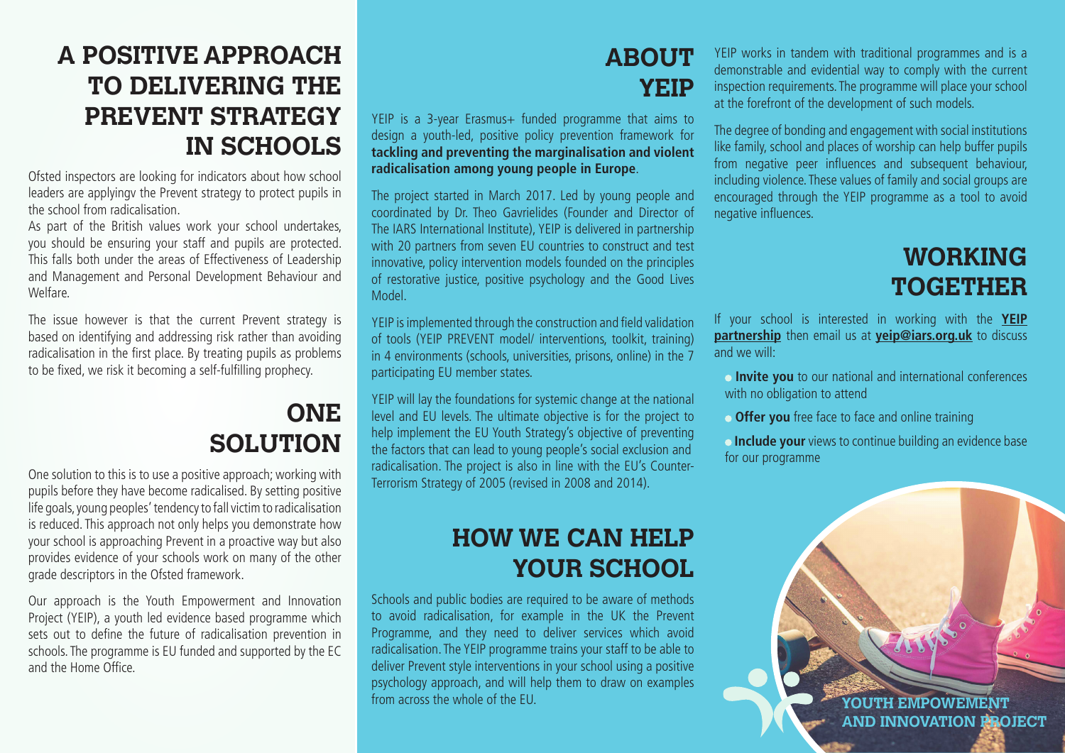# A POSITIVE APPROACH TO DELIVERING THE PREVENT STRATEGY IN SCHOOLS

Ofsted inspectors are looking for indicators about how school leaders are applyingv the Prevent strategy to protect pupils in the school from radicalisation.

As part of the British values work your school undertakes, you should be ensuring your staff and pupils are protected. This falls both under the areas of Effectiveness of Leadership and Management and Personal Development Behaviour and Welfare.

The issue however is that the current Prevent strategy is based on identifying and addressing risk rather than avoiding radicalisation in the first place. By treating pupils as problems to be fixed, we risk it becoming a self-fulfilling prophecy.

## ONE SOLUTION

One solution to this is to use a positive approach; working with pupils before they have become radicalised. By setting positive life goals, young peoples' tendency to fall victim to radicalisation is reduced. This approach not only helps you demonstrate how your school is approaching Prevent in a proactive way but also provides evidence of your schools work on many of the other grade descriptors in the Ofsted framework.

Our approach is the Youth Empowerment and Innovation Project (YEIP), a youth led evidence based programme which sets out to define the future of radicalisation prevention in schools. The programme is EU funded and supported by the EC and the Home Office.

## ABOUT YEIP

YEIP is a 3-year Erasmus+ funded programme that aims to design a youth-led, positive policy prevention framework for **tackling and preventing the marginalisation and violent radicalisation among young people in Europe**.

The project started in March 2017. Led by young people and coordinated by Dr. Theo Gavrielides (Founder and Director of The IARS International Institute), YEIP is delivered in partnership with 20 partners from seven EU countries to construct and test innovative, policy intervention models founded on the principles of restorative justice, positive psychology and the Good Lives Model.

YEIP is implemented through the construction and field validation of tools (YEIP PREVENT model/ interventions, toolkit, training) in 4 environments (schools, universities, prisons, online) in the 7 participating EU member states.

YEIP will lay the foundations for systemic change at the national level and EU levels. The ultimate objective is for the project to help implement the EU Youth Strategy's objective of preventing the factors that can lead to young people's social exclusion and radicalisation. The project is also in line with the EU's Counter-Terrorism Strategy of 2005 (revised in 2008 and 2014).

## HOW WE CAN HELP YOUR SCHOOL

Schools and public bodies are required to be aware of methods to avoid radicalisation, for example in the UK the Prevent Programme, and they need to deliver services which avoid radicalisation. The YEIP programme trains your staff to be able to deliver Prevent style interventions in your school using a positive psychology approach, and will help them to draw on examples from across the whole of the EU.

YEIP works in tandem with traditional programmes and is a demonstrable and evidential way to comply with the current inspection requirements. The programme will place your school at the forefront of the development of such models.

The degree of bonding and engagement with social institutions like family, school and places of worship can help buffer pupils from negative peer influences and subsequent behaviour, including violence. These values of family and social groups are encouraged through the YEIP programme as a tool to avoid negative influences.

## WORKING TOGETHER

If your school is interested in working with the **YEIP partnership** then email us at **yeip@iars.org.uk** to discuss and we will:

- **Invite you** to our national and international conferences with no obligation to attend
- **Offer you** free face to face and online training
- **Include your** views to continue building an evidence base for our programme

YOUTH EMPOWEMENT AND INNOVATION PROJECT